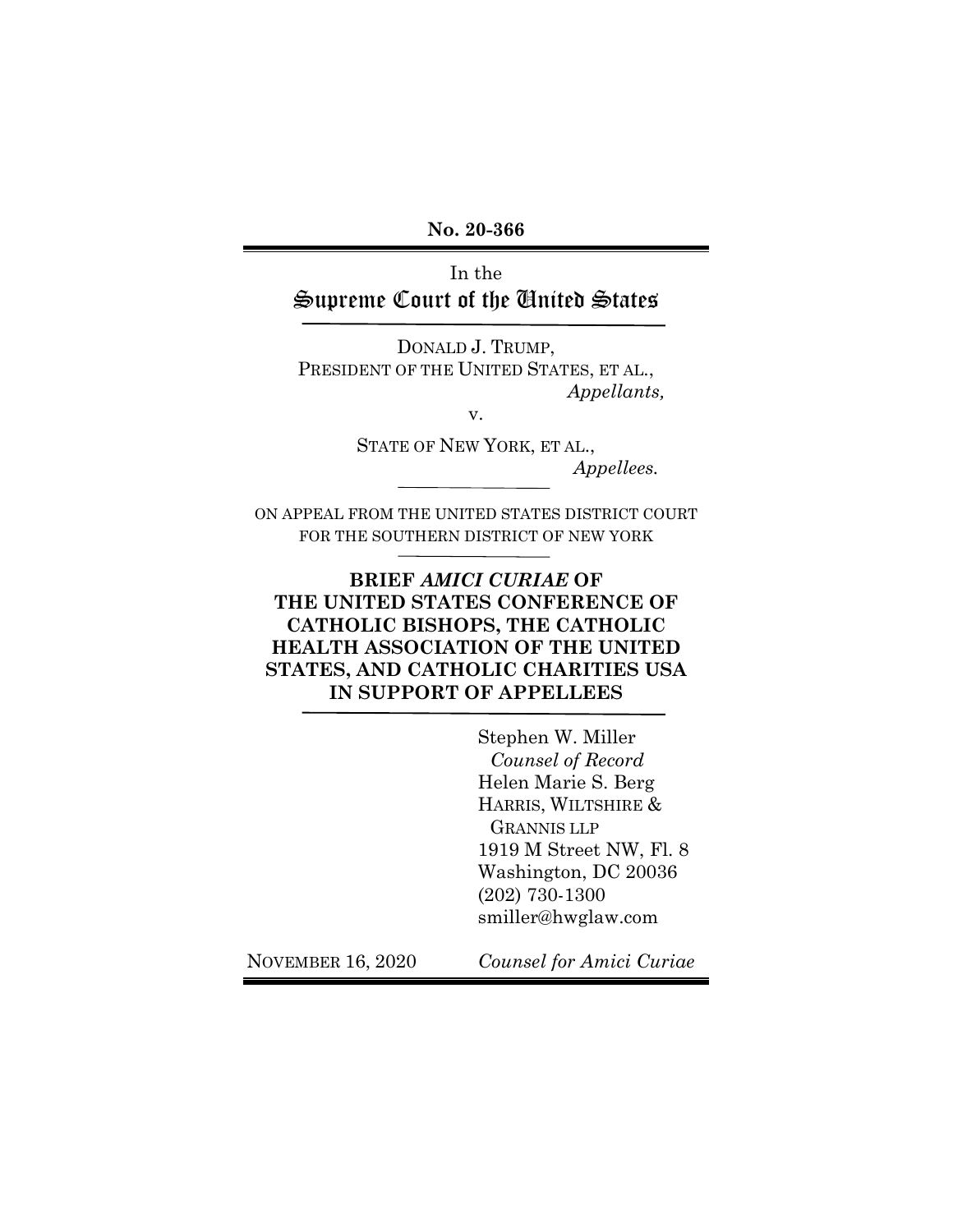**No. 20-366**

In the

# Supreme Court of the United States

DONALD J. TRUMP,
PRESIDENT OF THE UNITED STATES, ET AL.,
*Appellants,*

v.

STATE OF NEW YORK, ET AL.,
*Appellees.*

ON APPEAL FROM THE UNITED STATES DISTRICT COURT FOR THE SOUTHERN DISTRICT OF NEW YORK

## BRIEF *AMICI CURIAE* OF THE UNITED STATES CONFERENCE OF CATHOLIC BISHOPS, THE CATHOLIC HEALTH ASSOCIATION OF THE UNITED STATES, AND CATHOLIC CHARITIES USA IN SUPPORT OF APPELLEES

Stephen W. Miller
*Counsel of Record*
Helen Marie S. Berg
HARRIS, WILTSHIRE & GRANNIS LLP
1919 M Street NW, Fl. 8
Washington, DC 20036
(202) 730-1300
smiller@hwglaw.com

NOVEMBER 16, 2020

*Counsel for Amici Curiae*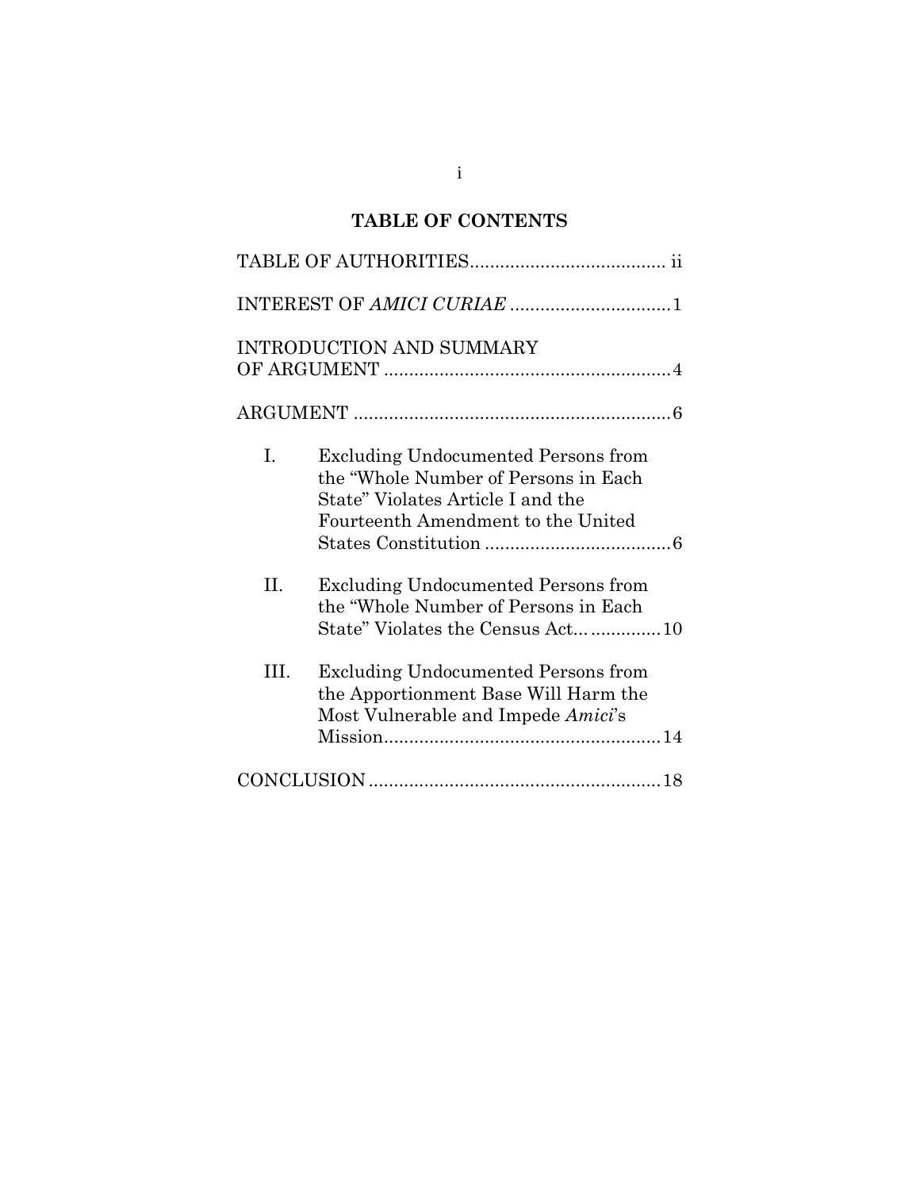## TABLE OF CONTENTS

TABLE OF AUTHORITIES....................................... ii

INTEREST OF *AMICI CURIAE* ................................1

INTRODUCTION AND SUMMARY OF ARGUMENT .........................................................4

ARGUMENT ...............................................................6

I. Excluding Undocumented Persons from the "Whole Number of Persons in Each State" Violates Article I and the Fourteenth Amendment to the United States Constitution .....................................6

II. Excluding Undocumented Persons from the "Whole Number of Persons in Each State" Violates the Census Act... ..............10

III. Excluding Undocumented Persons from the Apportionment Base Will Harm the Most Vulnerable and Impede *Amici*'s Mission.......................................................14

CONCLUSION ..........................................................18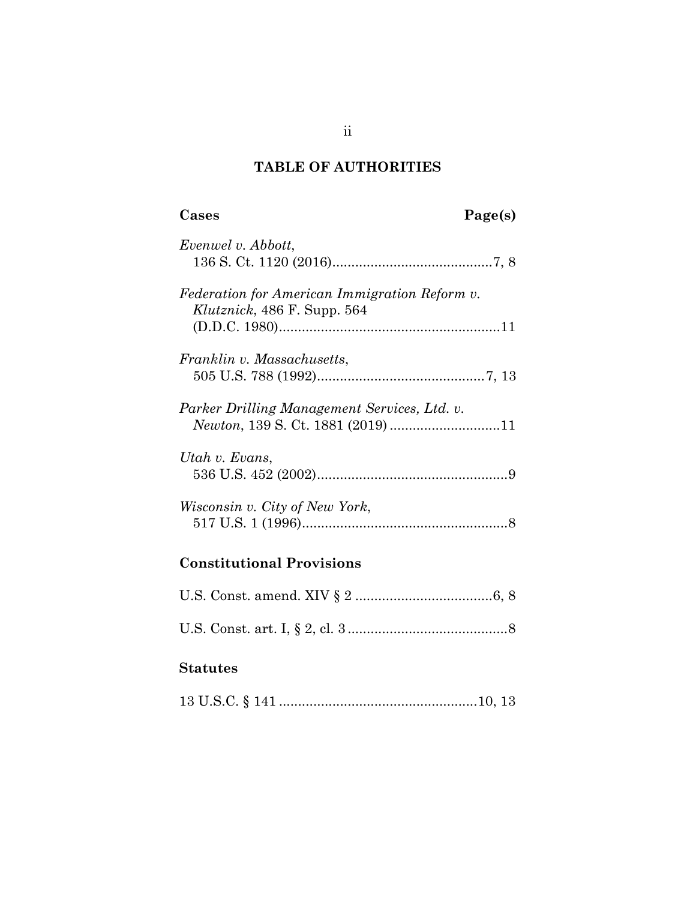## TABLE OF AUTHORITIES

**Cases** **Page(s)**

*Evenwel v. Abbott*,
136 S. Ct. 1120 (2016)..........................................7, 8

*Federation for American Immigration Reform v. Klutznick*, 486 F. Supp. 564
(D.D.C. 1980)..........................................................11

*Franklin v. Massachusetts*,
505 U.S. 788 (1992)............................................7, 13

*Parker Drilling Management Services, Ltd. v. Newton*, 139 S. Ct. 1881 (2019) .............................11

*Utah v. Evans*,
536 U.S. 452 (2002)..................................................9

*Wisconsin v. City of New York*,
517 U.S. 1 (1996)......................................................8

**Constitutional Provisions**

U.S. Const. amend. XIV § 2 ....................................6, 8

U.S. Const. art. I, § 2, cl. 3 ..........................................8

**Statutes**

13 U.S.C. § 141 ...................................................10, 13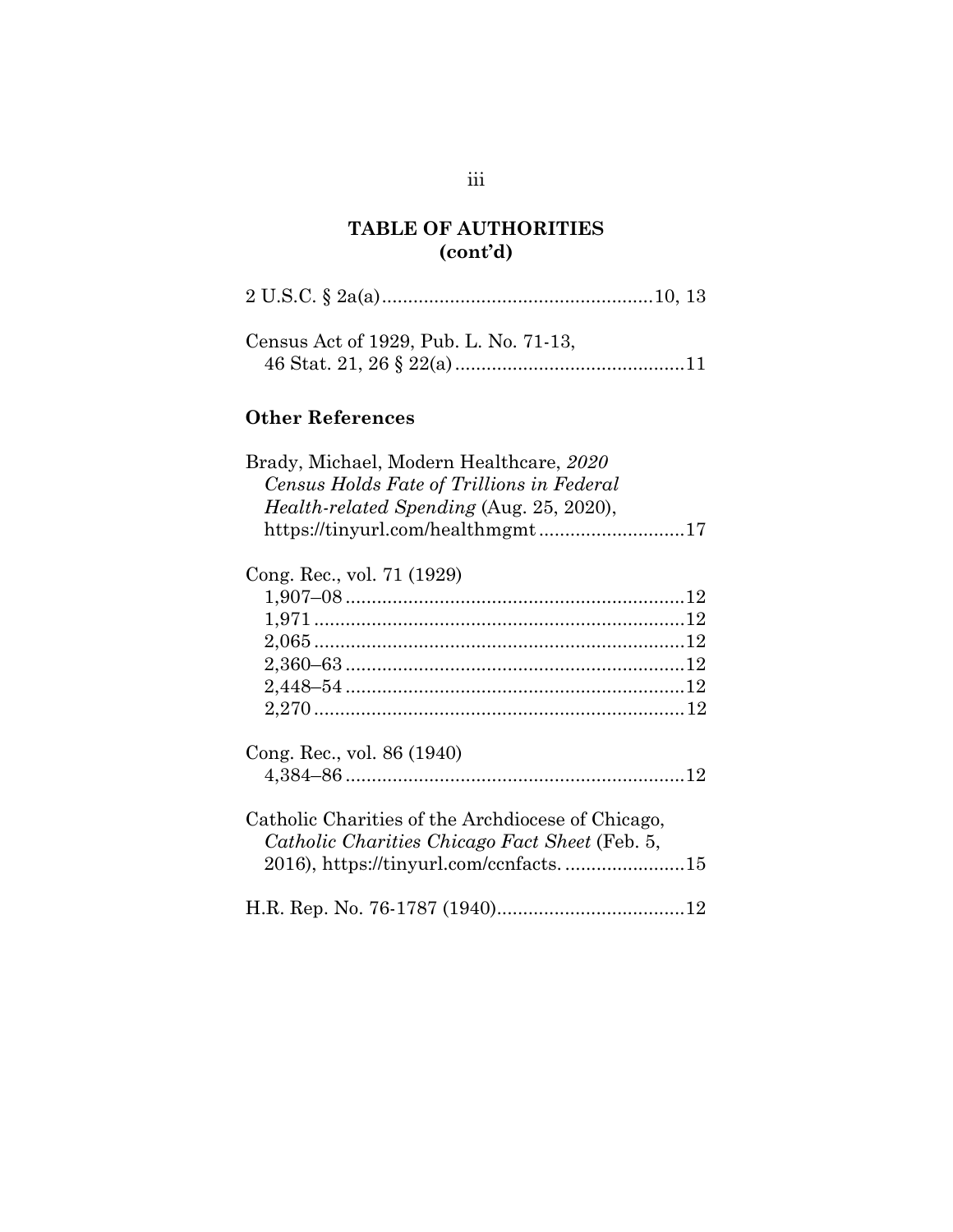## TABLE OF AUTHORITIES (cont'd)

2 U.S.C. § 2a(a) .................................................. 10, 13

Census Act of 1929, Pub. L. No. 71-13,
46 Stat. 21, 26 § 22(a) .......................................... 11

### Other References

Brady, Michael, Modern Healthcare, *2020 Census Holds Fate of Trillions in Federal Health-related Spending* (Aug. 25, 2020), https://tinyurl.com/healthmgmt .......................... 17

Cong. Rec., vol. 71 (1929)
1,907–08 ............................................................... 12
1,971 ..................................................................... 12
2,065 ..................................................................... 12
2,360–63 ............................................................... 12
2,448–54 ............................................................... 12
2,270 ..................................................................... 12

Cong. Rec., vol. 86 (1940)
4,384–86 ............................................................... 12

Catholic Charities of the Archdiocese of Chicago, *Catholic Charities Chicago Fact Sheet* (Feb. 5, 2016), https://tinyurl.com/ccnfacts. ...................... 15

H.R. Rep. No. 76-1787 (1940) ................................... 12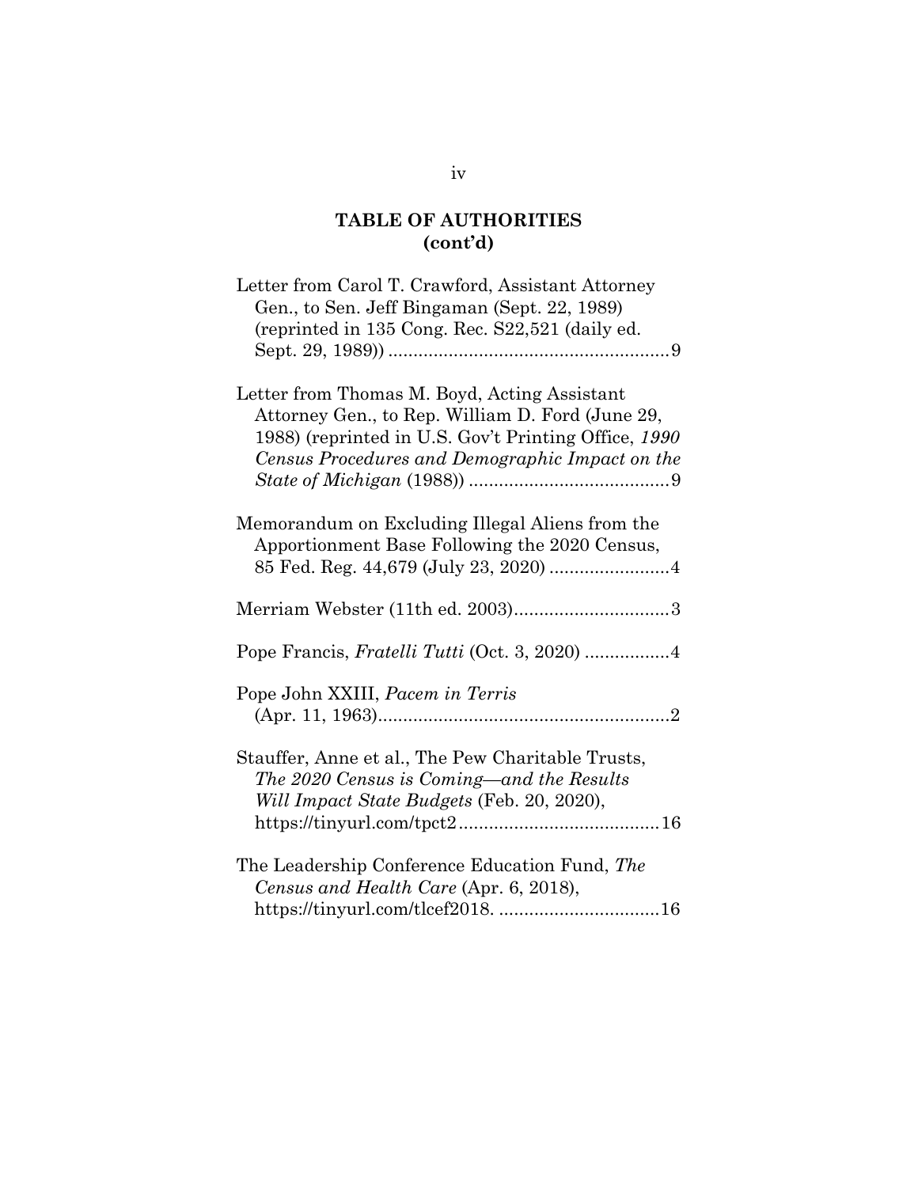## TABLE OF AUTHORITIES (cont'd)

Letter from Carol T. Crawford, Assistant Attorney Gen., to Sen. Jeff Bingaman (Sept. 22, 1989) (reprinted in 135 Cong. Rec. S22,521 (daily ed. Sept. 29, 1989)) ........................................................9

Letter from Thomas M. Boyd, Acting Assistant Attorney Gen., to Rep. William D. Ford (June 29, 1988) (reprinted in U.S. Gov't Printing Office, *1990 Census Procedures and Demographic Impact on the State of Michigan* (1988)) ........................................9

Memorandum on Excluding Illegal Aliens from the Apportionment Base Following the 2020 Census, 85 Fed. Reg. 44,679 (July 23, 2020) ........................4

Merriam Webster (11th ed. 2003)...............................3

Pope Francis, *Fratelli Tutti* (Oct. 3, 2020) .................4

Pope John XXIII, *Pacem in Terris* (Apr. 11, 1963)..........................................................2

Stauffer, Anne et al., The Pew Charitable Trusts, *The 2020 Census is Coming—and the Results Will Impact State Budgets* (Feb. 20, 2020), https://tinyurl.com/tpct2........................................16

The Leadership Conference Education Fund, *The Census and Health Care* (Apr. 6, 2018), https://tinyurl.com/tlcef2018. ................................16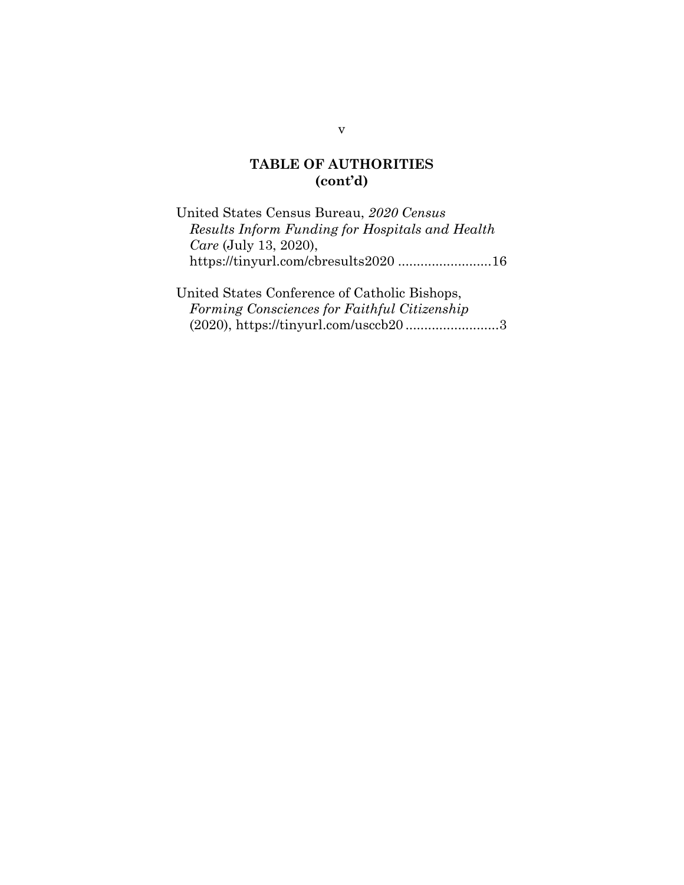## TABLE OF AUTHORITIES (cont'd)

United States Census Bureau, *2020 Census Results Inform Funding for Hospitals and Health Care* (July 13, 2020), https://tinyurl.com/cbresults2020 .........................16

United States Conference of Catholic Bishops, *Forming Consciences for Faithful Citizenship* (2020), https://tinyurl.com/usccb20 .........................3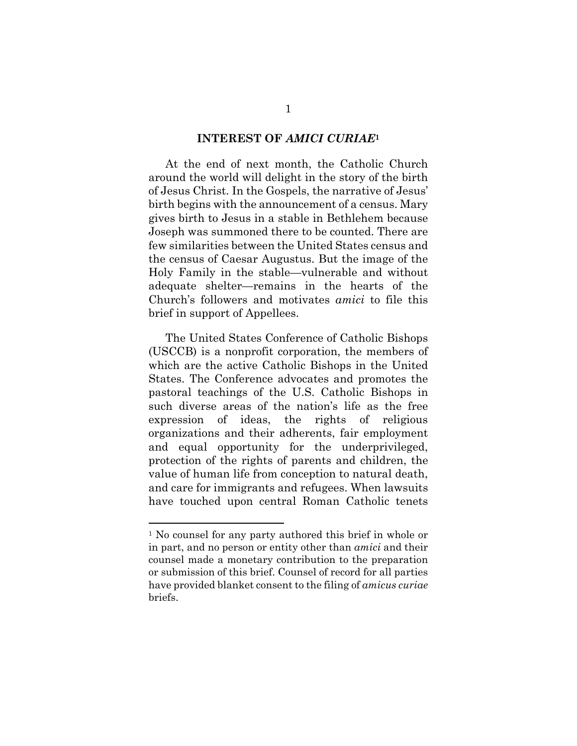## INTEREST OF *AMICI CURIAE*[1]

At the end of next month, the Catholic Church around the world will delight in the story of the birth of Jesus Christ. In the Gospels, the narrative of Jesus' birth begins with the announcement of a census. Mary gives birth to Jesus in a stable in Bethlehem because Joseph was summoned there to be counted. There are few similarities between the United States census and the census of Caesar Augustus. But the image of the Holy Family in the stable—vulnerable and without adequate shelter—remains in the hearts of the Church's followers and motivates *amici* to file this brief in support of Appellees.

The United States Conference of Catholic Bishops (USCCB) is a nonprofit corporation, the members of which are the active Catholic Bishops in the United States. The Conference advocates and promotes the pastoral teachings of the U.S. Catholic Bishops in such diverse areas of the nation's life as the free expression of ideas, the rights of religious organizations and their adherents, fair employment and equal opportunity for the underprivileged, protection of the rights of parents and children, the value of human life from conception to natural death, and care for immigrants and refugees. When lawsuits have touched upon central Roman Catholic tenets

---

[1] No counsel for any party authored this brief in whole or in part, and no person or entity other than *amici* and their counsel made a monetary contribution to the preparation or submission of this brief. Counsel of record for all parties have provided blanket consent to the filing of *amicus curiae* briefs.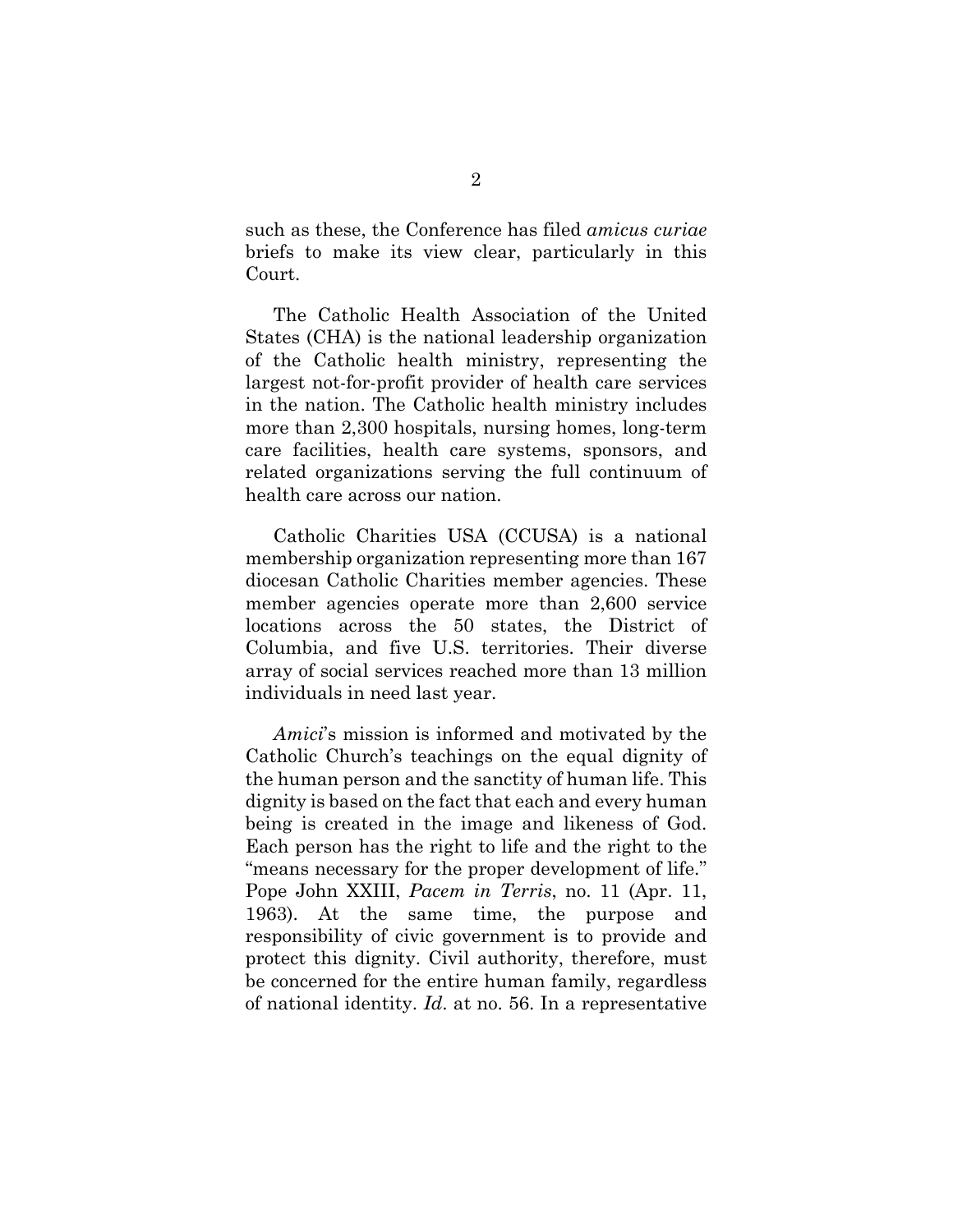such as these, the Conference has filed *amicus curiae* briefs to make its view clear, particularly in this Court.

The Catholic Health Association of the United States (CHA) is the national leadership organization of the Catholic health ministry, representing the largest not-for-profit provider of health care services in the nation. The Catholic health ministry includes more than 2,300 hospitals, nursing homes, long-term care facilities, health care systems, sponsors, and related organizations serving the full continuum of health care across our nation.

Catholic Charities USA (CCUSA) is a national membership organization representing more than 167 diocesan Catholic Charities member agencies. These member agencies operate more than 2,600 service locations across the 50 states, the District of Columbia, and five U.S. territories. Their diverse array of social services reached more than 13 million individuals in need last year.

*Amici*'s mission is informed and motivated by the Catholic Church's teachings on the equal dignity of the human person and the sanctity of human life. This dignity is based on the fact that each and every human being is created in the image and likeness of God. Each person has the right to life and the right to the "means necessary for the proper development of life." Pope John XXIII, *Pacem in Terris*, no. 11 (Apr. 11, 1963). At the same time, the purpose and responsibility of civic government is to provide and protect this dignity. Civil authority, therefore, must be concerned for the entire human family, regardless of national identity. *Id*. at no. 56. In a representative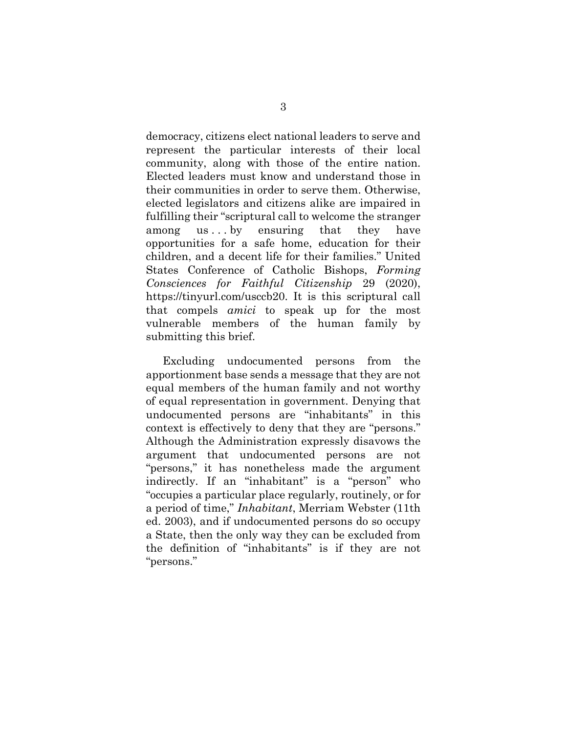democracy, citizens elect national leaders to serve and represent the particular interests of their local community, along with those of the entire nation. Elected leaders must know and understand those in their communities in order to serve them. Otherwise, elected legislators and citizens alike are impaired in fulfilling their "scriptural call to welcome the stranger among us . . . by ensuring that they have opportunities for a safe home, education for their children, and a decent life for their families." United States Conference of Catholic Bishops, *Forming Consciences for Faithful Citizenship* 29 (2020), https://tinyurl.com/usccb20. It is this scriptural call that compels *amici* to speak up for the most vulnerable members of the human family by submitting this brief.

Excluding undocumented persons from the apportionment base sends a message that they are not equal members of the human family and not worthy of equal representation in government. Denying that undocumented persons are "inhabitants" in this context is effectively to deny that they are "persons." Although the Administration expressly disavows the argument that undocumented persons are not "persons," it has nonetheless made the argument indirectly. If an "inhabitant" is a "person" who "occupies a particular place regularly, routinely, or for a period of time," *Inhabitant*, Merriam Webster (11th ed. 2003), and if undocumented persons do so occupy a State, then the only way they can be excluded from the definition of "inhabitants" is if they are not "persons."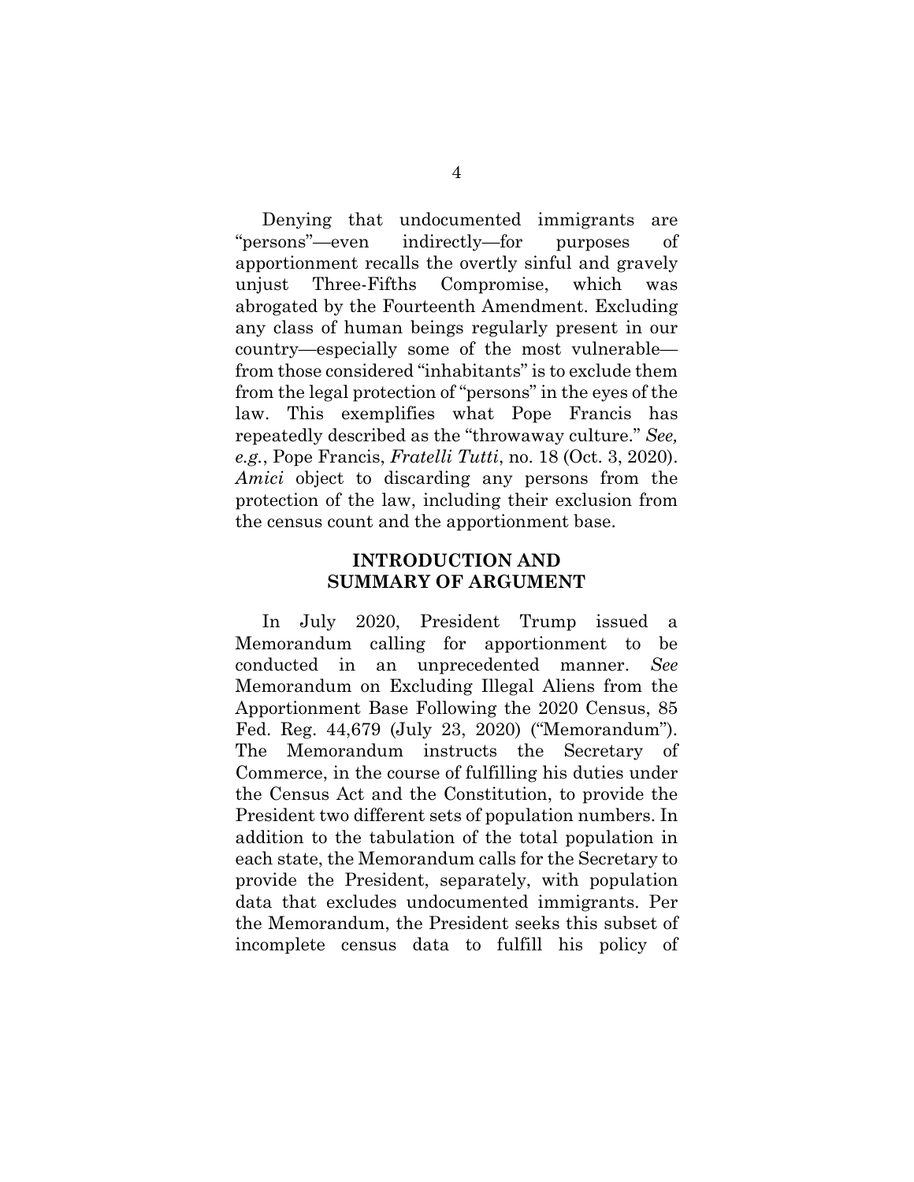Denying that undocumented immigrants are "persons"—even indirectly—for purposes of apportionment recalls the overtly sinful and gravely unjust Three-Fifths Compromise, which was abrogated by the Fourteenth Amendment. Excluding any class of human beings regularly present in our country—especially some of the most vulnerable—from those considered "inhabitants" is to exclude them from the legal protection of "persons" in the eyes of the law. This exemplifies what Pope Francis has repeatedly described as the "throwaway culture." *See, e.g.*, Pope Francis, *Fratelli Tutti*, no. 18 (Oct. 3, 2020). *Amici* object to discarding any persons from the protection of the law, including their exclusion from the census count and the apportionment base.

## INTRODUCTION AND SUMMARY OF ARGUMENT

In July 2020, President Trump issued a Memorandum calling for apportionment to be conducted in an unprecedented manner. *See* Memorandum on Excluding Illegal Aliens from the Apportionment Base Following the 2020 Census, 85 Fed. Reg. 44,679 (July 23, 2020) ("Memorandum"). The Memorandum instructs the Secretary of Commerce, in the course of fulfilling his duties under the Census Act and the Constitution, to provide the President two different sets of population numbers. In addition to the tabulation of the total population in each state, the Memorandum calls for the Secretary to provide the President, separately, with population data that excludes undocumented immigrants. Per the Memorandum, the President seeks this subset of incomplete census data to fulfill his policy of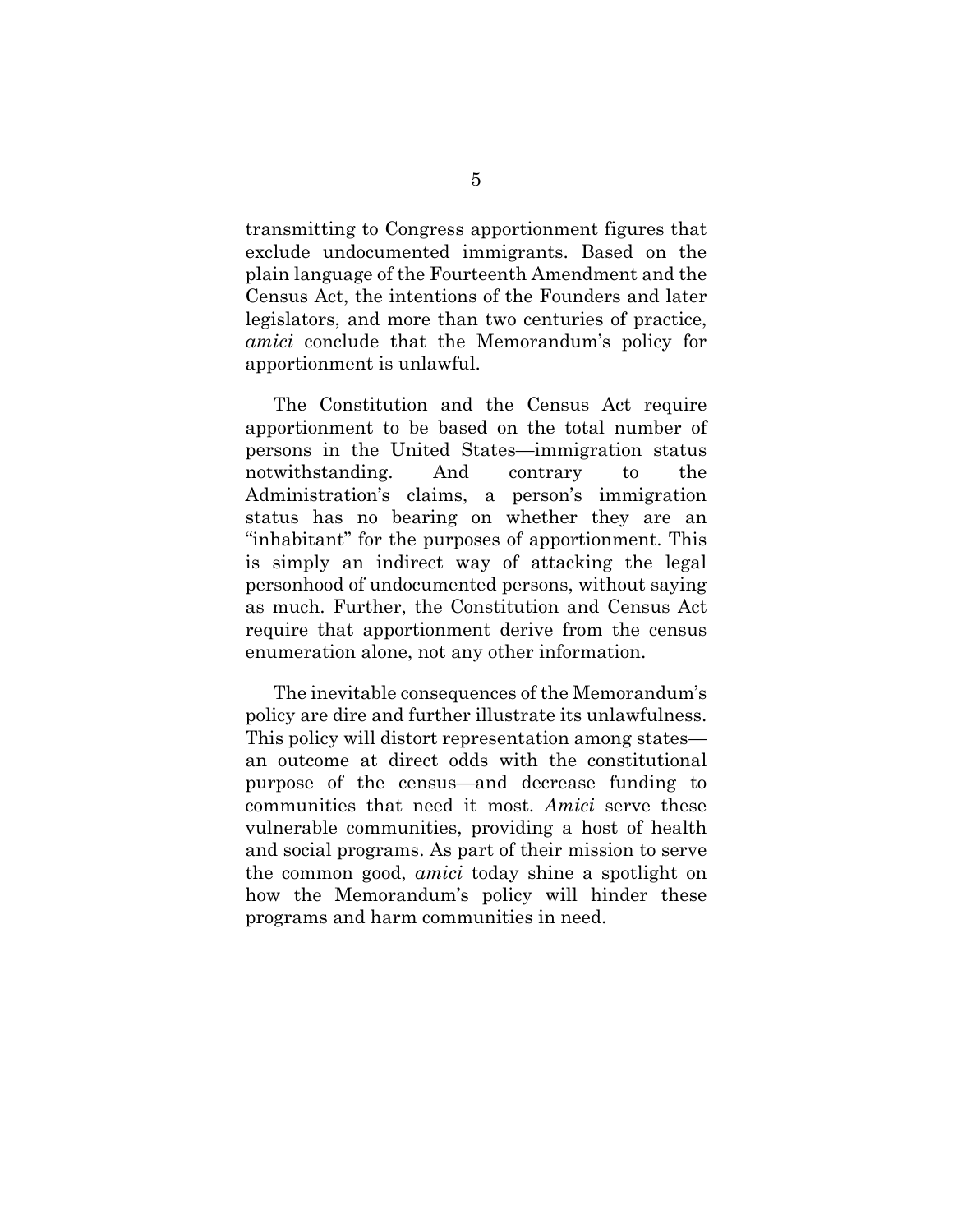transmitting to Congress apportionment figures that exclude undocumented immigrants. Based on the plain language of the Fourteenth Amendment and the Census Act, the intentions of the Founders and later legislators, and more than two centuries of practice, *amici* conclude that the Memorandum's policy for apportionment is unlawful.

The Constitution and the Census Act require apportionment to be based on the total number of persons in the United States—immigration status notwithstanding. And contrary to the Administration's claims, a person's immigration status has no bearing on whether they are an "inhabitant" for the purposes of apportionment. This is simply an indirect way of attacking the legal personhood of undocumented persons, without saying as much. Further, the Constitution and Census Act require that apportionment derive from the census enumeration alone, not any other information.

The inevitable consequences of the Memorandum's policy are dire and further illustrate its unlawfulness. This policy will distort representation among states—an outcome at direct odds with the constitutional purpose of the census—and decrease funding to communities that need it most. *Amici* serve these vulnerable communities, providing a host of health and social programs. As part of their mission to serve the common good, *amici* today shine a spotlight on how the Memorandum's policy will hinder these programs and harm communities in need.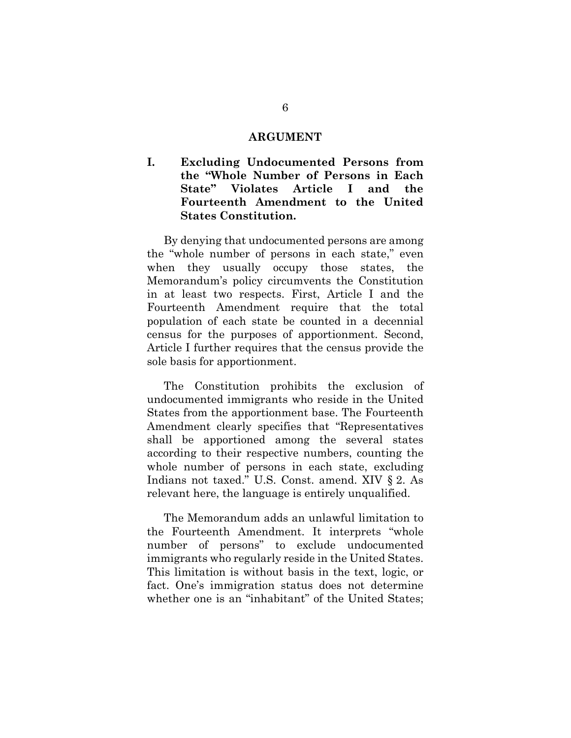## ARGUMENT

### I. Excluding Undocumented Persons from the "Whole Number of Persons in Each State" Violates Article I and the Fourteenth Amendment to the United States Constitution.

By denying that undocumented persons are among the "whole number of persons in each state," even when they usually occupy those states, the Memorandum's policy circumvents the Constitution in at least two respects. First, Article I and the Fourteenth Amendment require that the total population of each state be counted in a decennial census for the purposes of apportionment. Second, Article I further requires that the census provide the sole basis for apportionment.

The Constitution prohibits the exclusion of undocumented immigrants who reside in the United States from the apportionment base. The Fourteenth Amendment clearly specifies that "Representatives shall be apportioned among the several states according to their respective numbers, counting the whole number of persons in each state, excluding Indians not taxed." U.S. Const. amend. XIV § 2. As relevant here, the language is entirely unqualified.

The Memorandum adds an unlawful limitation to the Fourteenth Amendment. It interprets "whole number of persons" to exclude undocumented immigrants who regularly reside in the United States. This limitation is without basis in the text, logic, or fact. One's immigration status does not determine whether one is an "inhabitant" of the United States;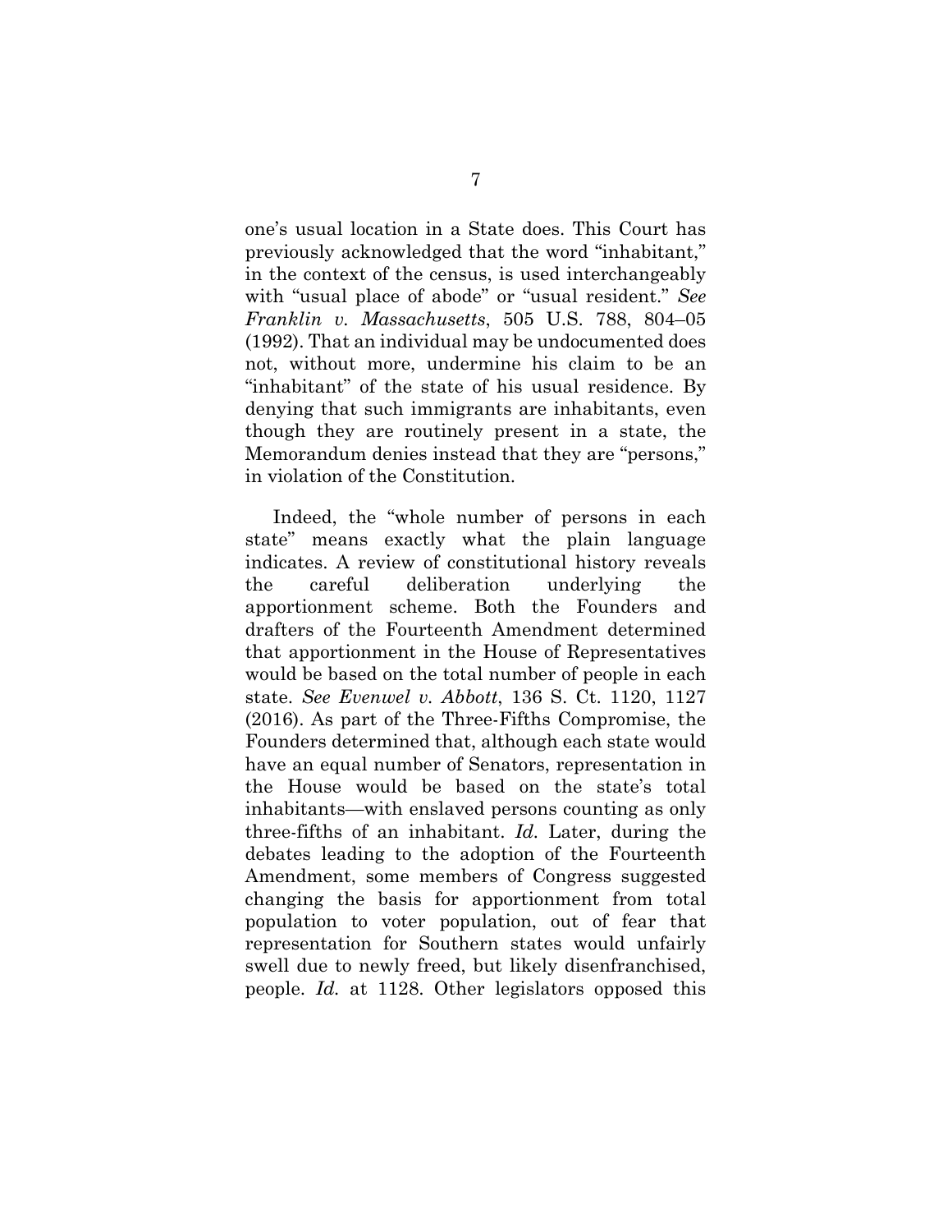one's usual location in a State does. This Court has previously acknowledged that the word "inhabitant," in the context of the census, is used interchangeably with "usual place of abode" or "usual resident." *See Franklin v. Massachusetts*, 505 U.S. 788, 804–05 (1992). That an individual may be undocumented does not, without more, undermine his claim to be an "inhabitant" of the state of his usual residence. By denying that such immigrants are inhabitants, even though they are routinely present in a state, the Memorandum denies instead that they are "persons," in violation of the Constitution.

Indeed, the "whole number of persons in each state" means exactly what the plain language indicates. A review of constitutional history reveals the careful deliberation underlying the apportionment scheme. Both the Founders and drafters of the Fourteenth Amendment determined that apportionment in the House of Representatives would be based on the total number of people in each state. *See Evenwel v. Abbott*, 136 S. Ct. 1120, 1127 (2016). As part of the Three-Fifths Compromise, the Founders determined that, although each state would have an equal number of Senators, representation in the House would be based on the state's total inhabitants—with enslaved persons counting as only three-fifths of an inhabitant. *Id.* Later, during the debates leading to the adoption of the Fourteenth Amendment, some members of Congress suggested changing the basis for apportionment from total population to voter population, out of fear that representation for Southern states would unfairly swell due to newly freed, but likely disenfranchised, people. *Id.* at 1128. Other legislators opposed this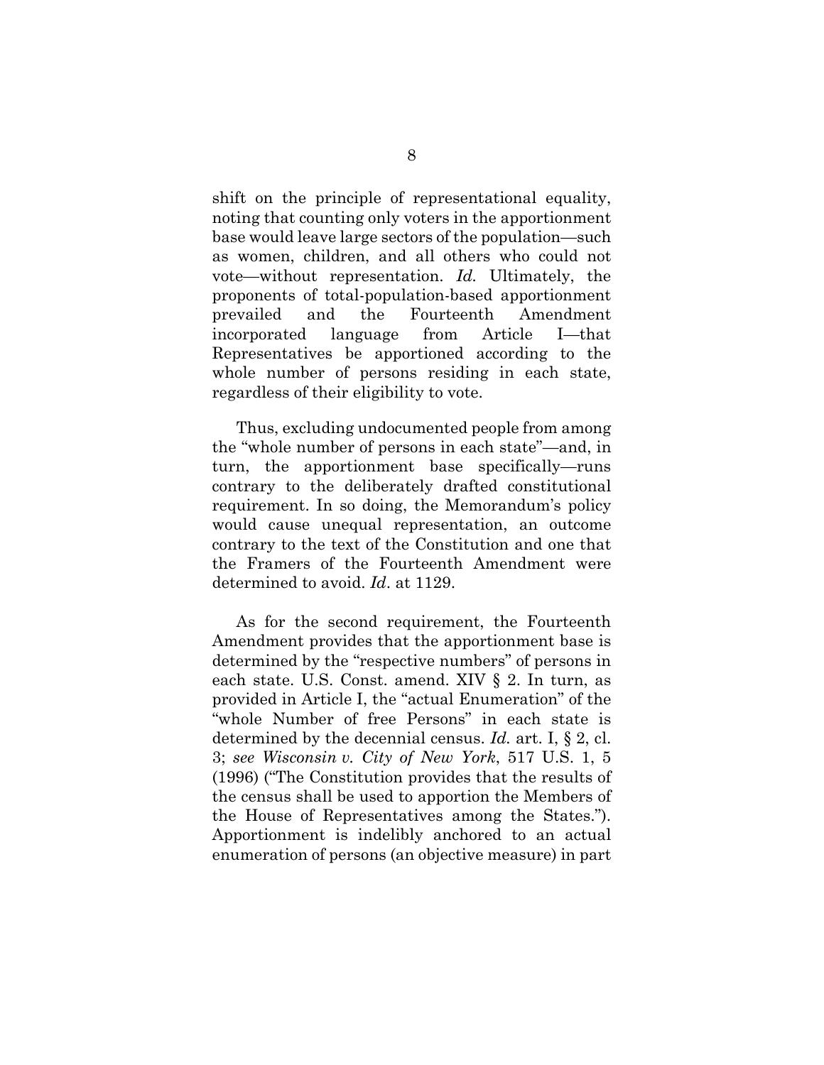shift on the principle of representational equality, noting that counting only voters in the apportionment base would leave large sectors of the population—such as women, children, and all others who could not vote—without representation. *Id.* Ultimately, the proponents of total-population-based apportionment prevailed and the Fourteenth Amendment incorporated language from Article I—that Representatives be apportioned according to the whole number of persons residing in each state, regardless of their eligibility to vote.

Thus, excluding undocumented people from among the "whole number of persons in each state"—and, in turn, the apportionment base specifically—runs contrary to the deliberately drafted constitutional requirement. In so doing, the Memorandum's policy would cause unequal representation, an outcome contrary to the text of the Constitution and one that the Framers of the Fourteenth Amendment were determined to avoid. *Id*. at 1129.

As for the second requirement, the Fourteenth Amendment provides that the apportionment base is determined by the "respective numbers" of persons in each state. U.S. Const. amend. XIV § 2. In turn, as provided in Article I, the "actual Enumeration" of the "whole Number of free Persons" in each state is determined by the decennial census. *Id.* art. I, § 2, cl. 3; *see Wisconsin v. City of New York*, 517 U.S. 1, 5 (1996) ("The Constitution provides that the results of the census shall be used to apportion the Members of the House of Representatives among the States."). Apportionment is indelibly anchored to an actual enumeration of persons (an objective measure) in part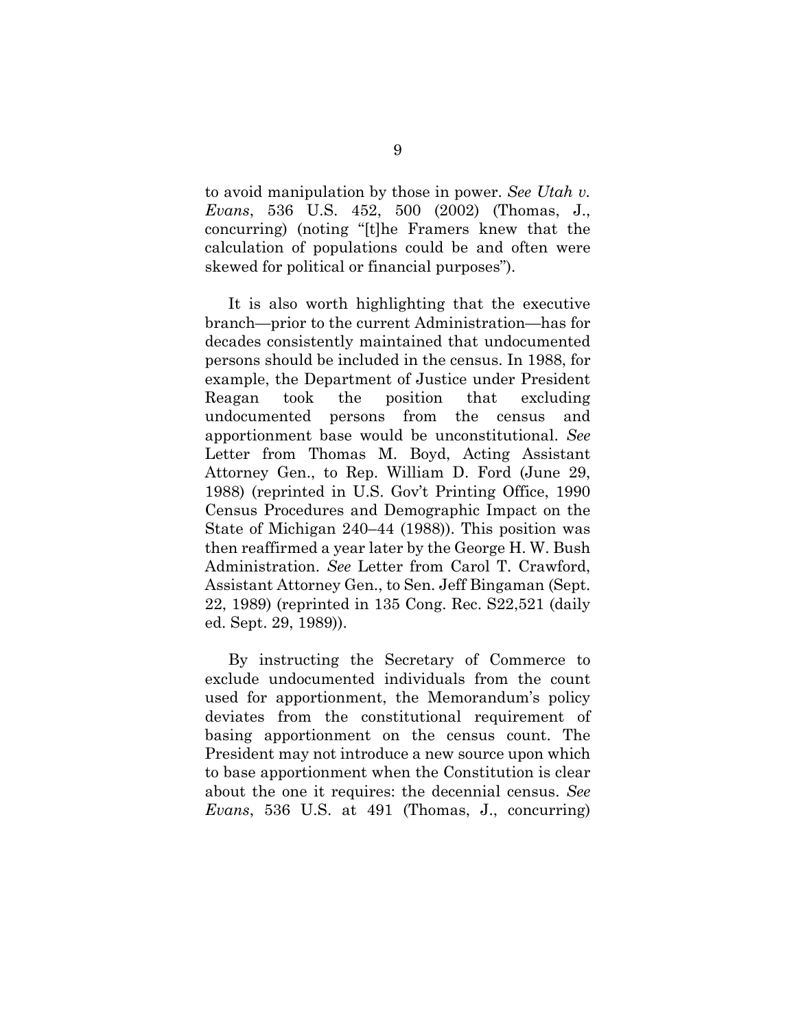to avoid manipulation by those in power. *See Utah v. Evans*, 536 U.S. 452, 500 (2002) (Thomas, J., concurring) (noting "[t]he Framers knew that the calculation of populations could be and often were skewed for political or financial purposes").

It is also worth highlighting that the executive branch—prior to the current Administration—has for decades consistently maintained that undocumented persons should be included in the census. In 1988, for example, the Department of Justice under President Reagan took the position that excluding undocumented persons from the census and apportionment base would be unconstitutional. *See* Letter from Thomas M. Boyd, Acting Assistant Attorney Gen., to Rep. William D. Ford (June 29, 1988) (reprinted in U.S. Gov't Printing Office, 1990 Census Procedures and Demographic Impact on the State of Michigan 240–44 (1988)). This position was then reaffirmed a year later by the George H. W. Bush Administration. *See* Letter from Carol T. Crawford, Assistant Attorney Gen., to Sen. Jeff Bingaman (Sept. 22, 1989) (reprinted in 135 Cong. Rec. S22,521 (daily ed. Sept. 29, 1989)).

By instructing the Secretary of Commerce to exclude undocumented individuals from the count used for apportionment, the Memorandum's policy deviates from the constitutional requirement of basing apportionment on the census count. The President may not introduce a new source upon which to base apportionment when the Constitution is clear about the one it requires: the decennial census. *See Evans*, 536 U.S. at 491 (Thomas, J., concurring)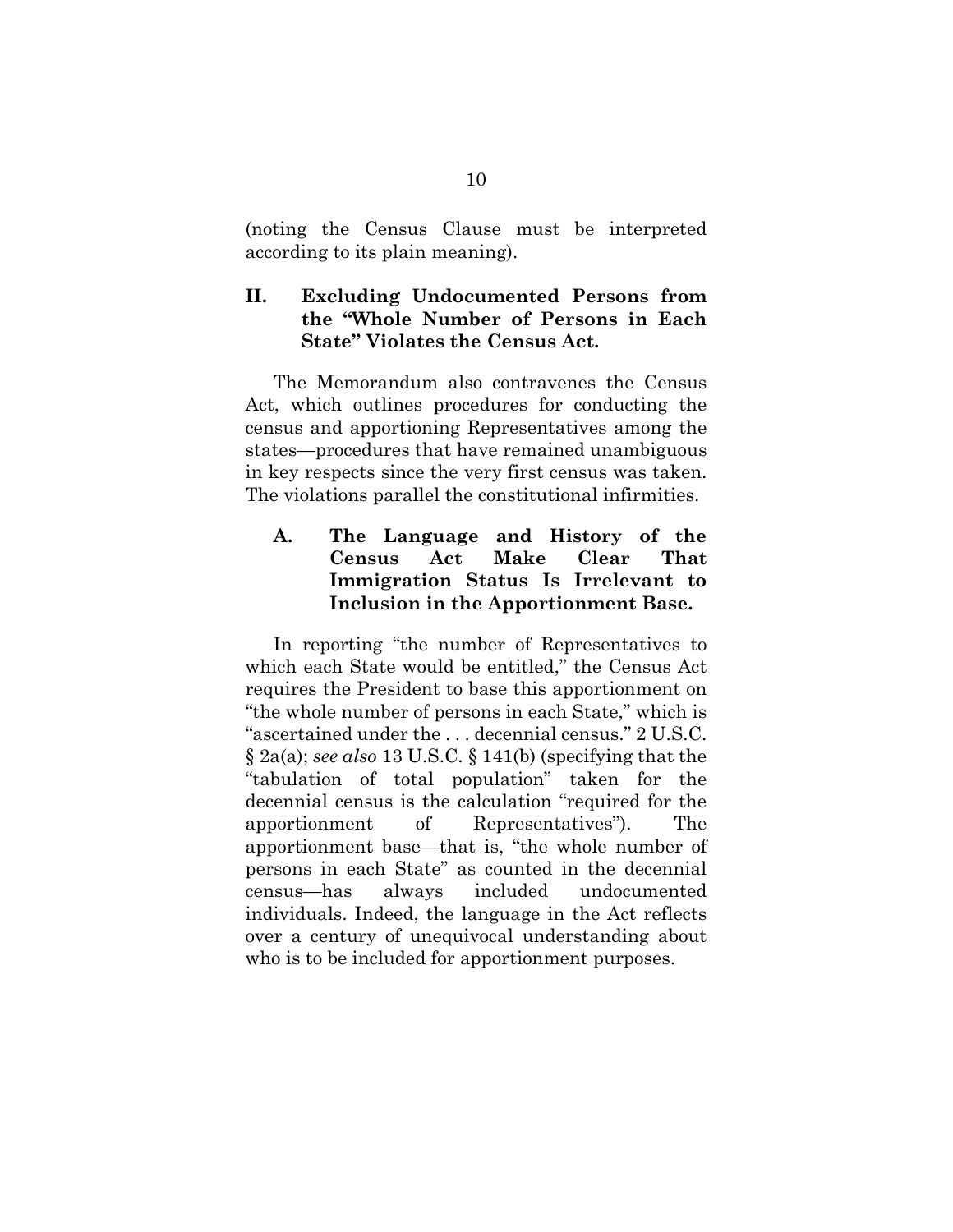(noting the Census Clause must be interpreted according to its plain meaning).

## II. Excluding Undocumented Persons from the "Whole Number of Persons in Each State" Violates the Census Act.

The Memorandum also contravenes the Census Act, which outlines procedures for conducting the census and apportioning Representatives among the states—procedures that have remained unambiguous in key respects since the very first census was taken. The violations parallel the constitutional infirmities.

### A. The Language and History of the Census Act Make Clear That Immigration Status Is Irrelevant to Inclusion in the Apportionment Base.

In reporting "the number of Representatives to which each State would be entitled," the Census Act requires the President to base this apportionment on "the whole number of persons in each State," which is "ascertained under the . . . decennial census." 2 U.S.C. § 2a(a); *see also* 13 U.S.C. § 141(b) (specifying that the "tabulation of total population" taken for the decennial census is the calculation "required for the apportionment of Representatives"). The apportionment base—that is, "the whole number of persons in each State" as counted in the decennial census—has always included undocumented individuals. Indeed, the language in the Act reflects over a century of unequivocal understanding about who is to be included for apportionment purposes.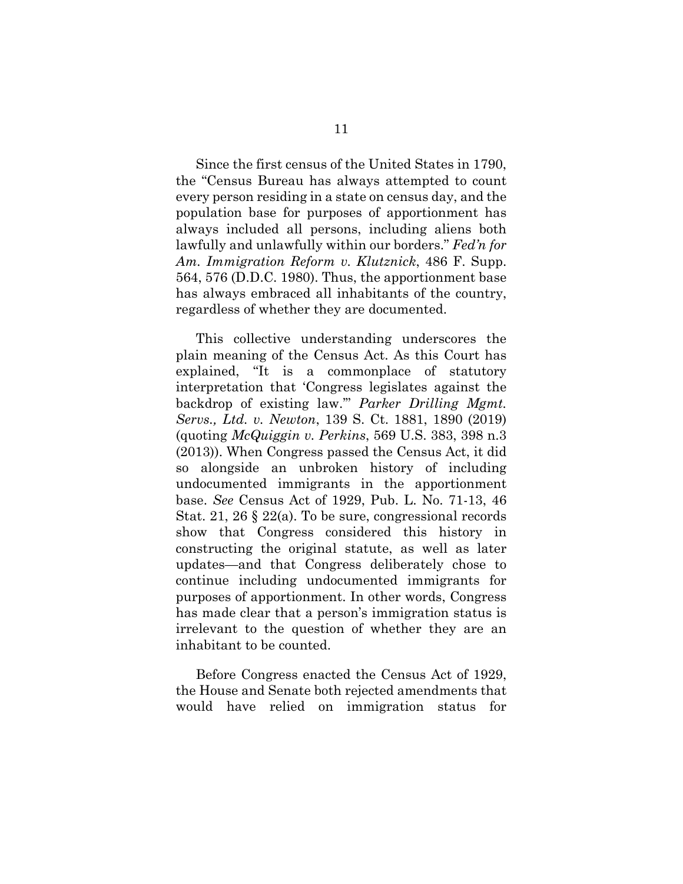Since the first census of the United States in 1790, the "Census Bureau has always attempted to count every person residing in a state on census day, and the population base for purposes of apportionment has always included all persons, including aliens both lawfully and unlawfully within our borders." *Fed'n for Am. Immigration Reform v. Klutznick*, 486 F. Supp. 564, 576 (D.D.C. 1980). Thus, the apportionment base has always embraced all inhabitants of the country, regardless of whether they are documented.

This collective understanding underscores the plain meaning of the Census Act. As this Court has explained, "It is a commonplace of statutory interpretation that 'Congress legislates against the backdrop of existing law.'" *Parker Drilling Mgmt. Servs., Ltd. v. Newton*, 139 S. Ct. 1881, 1890 (2019) (quoting *McQuiggin v. Perkins*, 569 U.S. 383, 398 n.3 (2013)). When Congress passed the Census Act, it did so alongside an unbroken history of including undocumented immigrants in the apportionment base. *See* Census Act of 1929, Pub. L. No. 71-13, 46 Stat. 21, 26 § 22(a). To be sure, congressional records show that Congress considered this history in constructing the original statute, as well as later updates—and that Congress deliberately chose to continue including undocumented immigrants for purposes of apportionment. In other words, Congress has made clear that a person's immigration status is irrelevant to the question of whether they are an inhabitant to be counted.

Before Congress enacted the Census Act of 1929, the House and Senate both rejected amendments that would have relied on immigration status for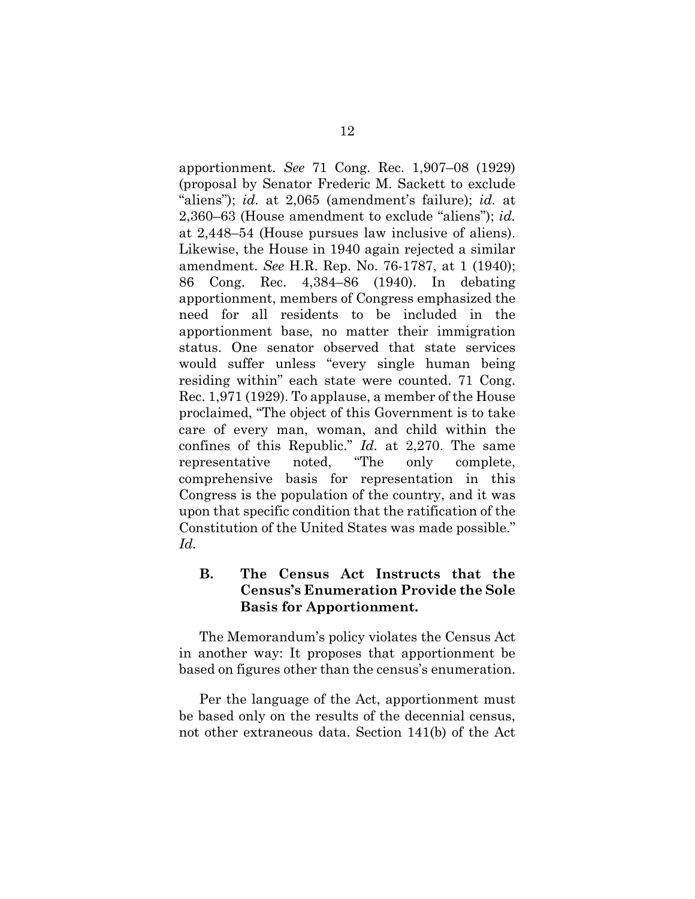apportionment. *See* 71 Cong. Rec. 1,907–08 (1929) (proposal by Senator Frederic M. Sackett to exclude "aliens"); *id.* at 2,065 (amendment's failure); *id.* at 2,360–63 (House amendment to exclude "aliens"); *id.* at 2,448–54 (House pursues law inclusive of aliens). Likewise, the House in 1940 again rejected a similar amendment. *See* H.R. Rep. No. 76-1787, at 1 (1940); 86 Cong. Rec. 4,384–86 (1940). In debating apportionment, members of Congress emphasized the need for all residents to be included in the apportionment base, no matter their immigration status. One senator observed that state services would suffer unless "every single human being residing within" each state were counted. 71 Cong. Rec. 1,971 (1929). To applause, a member of the House proclaimed, "The object of this Government is to take care of every man, woman, and child within the confines of this Republic." *Id.* at 2,270. The same representative noted, "The only complete, comprehensive basis for representation in this Congress is the population of the country, and it was upon that specific condition that the ratification of the Constitution of the United States was made possible." *Id.*

### B. The Census Act Instructs that the Census's Enumeration Provide the Sole Basis for Apportionment.

The Memorandum's policy violates the Census Act in another way: It proposes that apportionment be based on figures other than the census's enumeration.

Per the language of the Act, apportionment must be based only on the results of the decennial census, not other extraneous data. Section 141(b) of the Act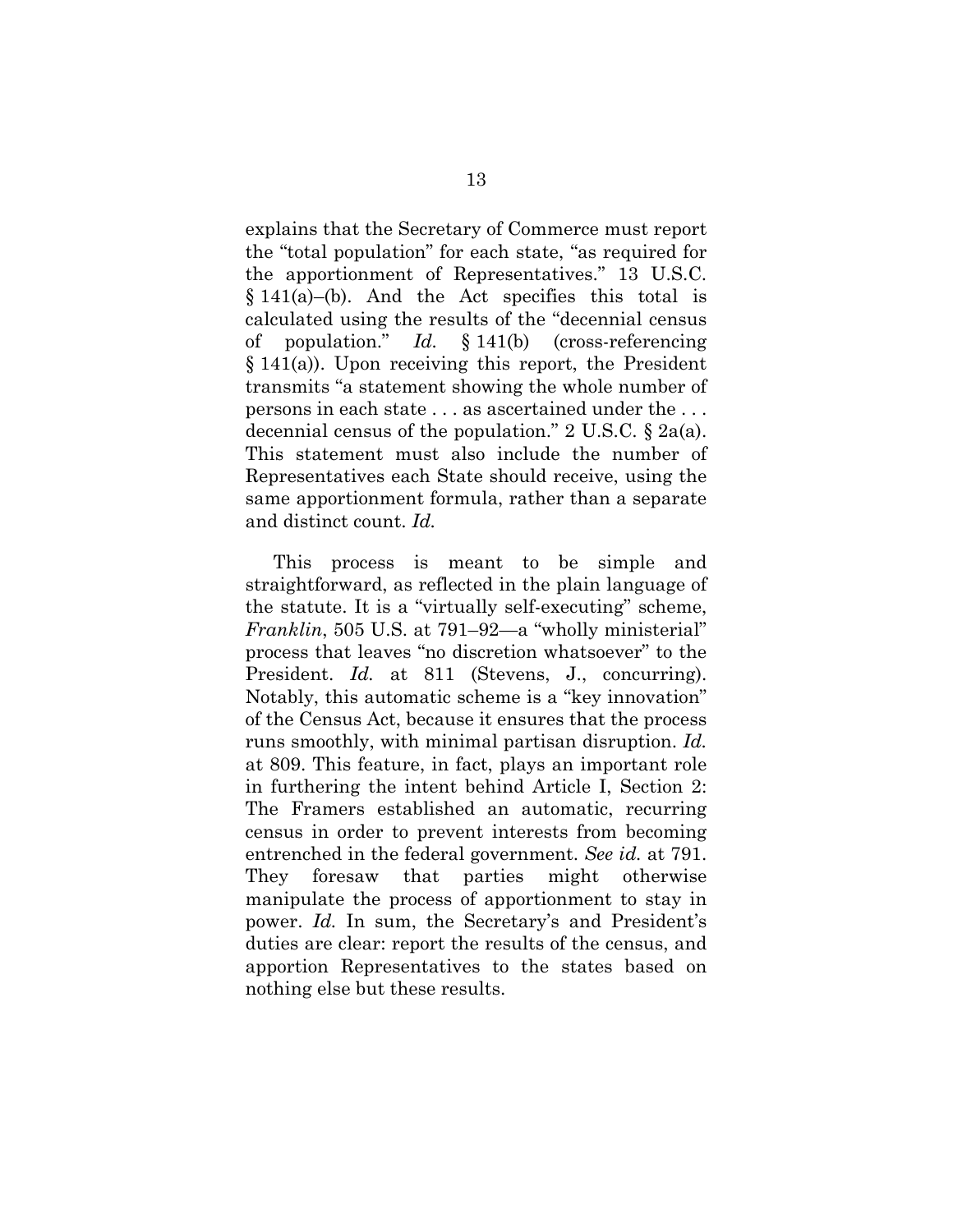explains that the Secretary of Commerce must report the "total population" for each state, "as required for the apportionment of Representatives." 13 U.S.C. § 141(a)–(b). And the Act specifies this total is calculated using the results of the "decennial census of population." *Id.* § 141(b) (cross-referencing § 141(a)). Upon receiving this report, the President transmits "a statement showing the whole number of persons in each state . . . as ascertained under the . . . decennial census of the population." 2 U.S.C. § 2a(a). This statement must also include the number of Representatives each State should receive, using the same apportionment formula, rather than a separate and distinct count. *Id.*

This process is meant to be simple and straightforward, as reflected in the plain language of the statute. It is a "virtually self-executing" scheme, *Franklin*, 505 U.S. at 791–92—a "wholly ministerial" process that leaves "no discretion whatsoever" to the President. *Id.* at 811 (Stevens, J., concurring). Notably, this automatic scheme is a "key innovation" of the Census Act, because it ensures that the process runs smoothly, with minimal partisan disruption. *Id.* at 809. This feature, in fact, plays an important role in furthering the intent behind Article I, Section 2: The Framers established an automatic, recurring census in order to prevent interests from becoming entrenched in the federal government. *See id.* at 791. They foresaw that parties might otherwise manipulate the process of apportionment to stay in power. *Id.* In sum, the Secretary's and President's duties are clear: report the results of the census, and apportion Representatives to the states based on nothing else but these results.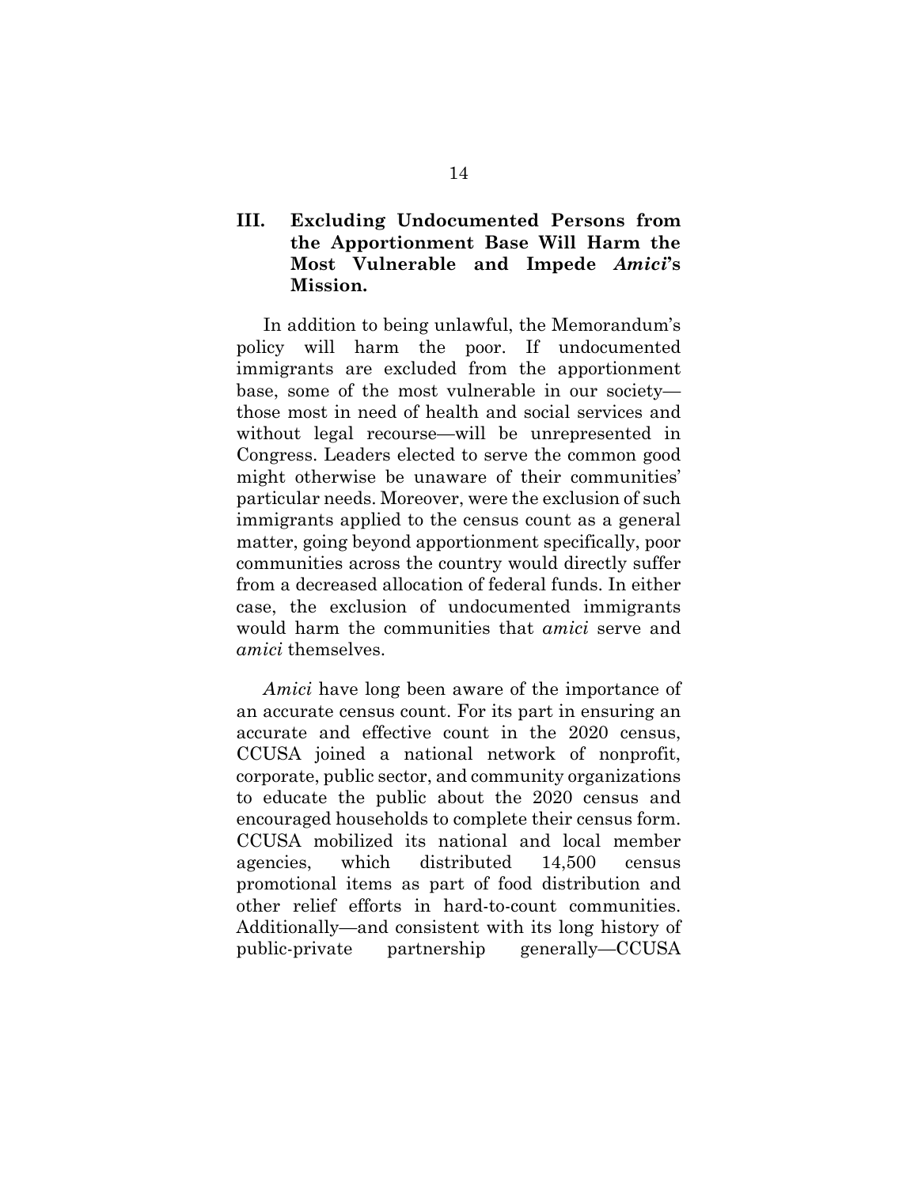## III. Excluding Undocumented Persons from the Apportionment Base Will Harm the Most Vulnerable and Impede *Amici*'s Mission.

In addition to being unlawful, the Memorandum's policy will harm the poor. If undocumented immigrants are excluded from the apportionment base, some of the most vulnerable in our society—those most in need of health and social services and without legal recourse—will be unrepresented in Congress. Leaders elected to serve the common good might otherwise be unaware of their communities' particular needs. Moreover, were the exclusion of such immigrants applied to the census count as a general matter, going beyond apportionment specifically, poor communities across the country would directly suffer from a decreased allocation of federal funds. In either case, the exclusion of undocumented immigrants would harm the communities that *amici* serve and *amici* themselves.

*Amici* have long been aware of the importance of an accurate census count. For its part in ensuring an accurate and effective count in the 2020 census, CCUSA joined a national network of nonprofit, corporate, public sector, and community organizations to educate the public about the 2020 census and encouraged households to complete their census form. CCUSA mobilized its national and local member agencies, which distributed 14,500 census promotional items as part of food distribution and other relief efforts in hard-to-count communities. Additionally—and consistent with its long history of public-private partnership generally—CCUSA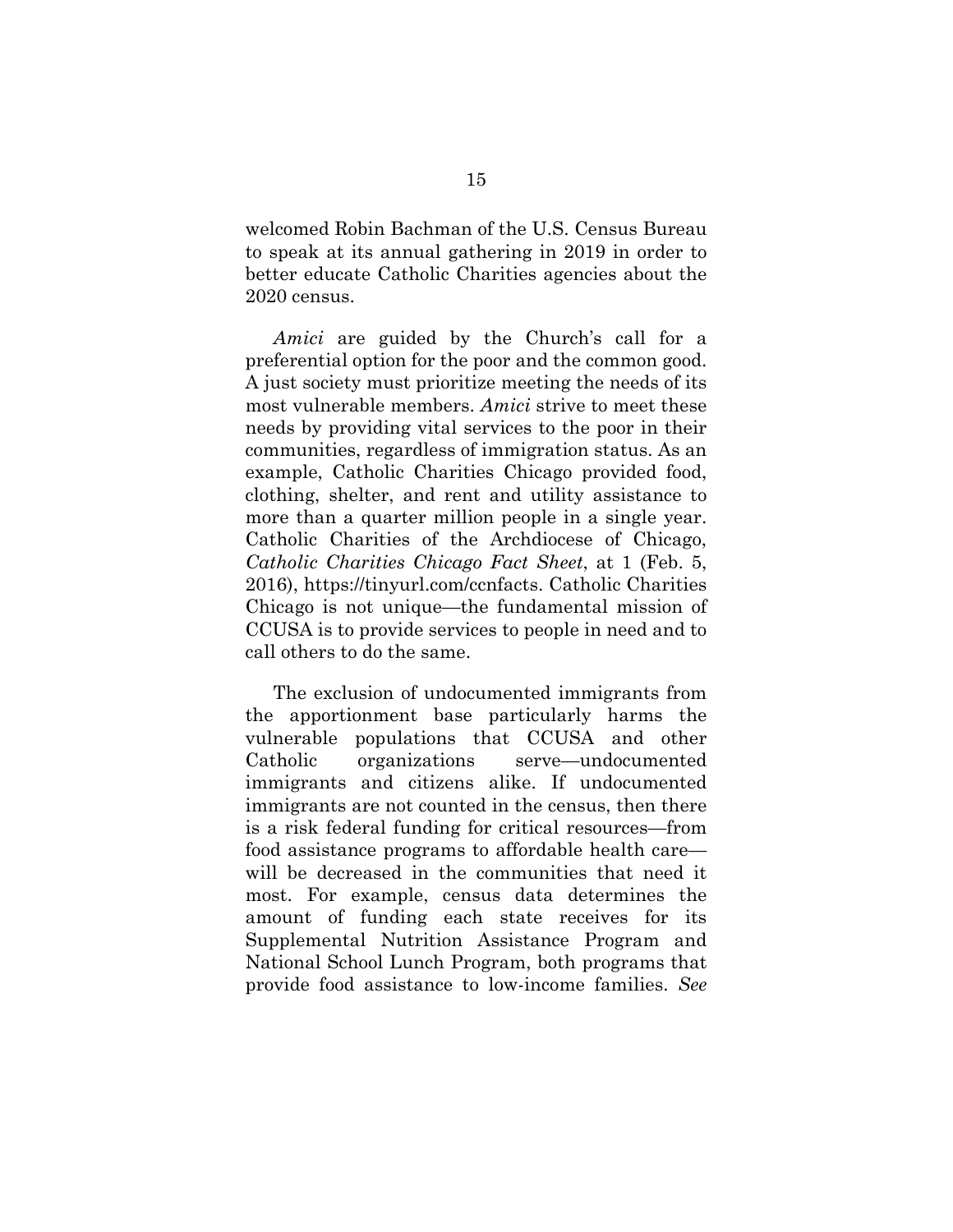welcomed Robin Bachman of the U.S. Census Bureau to speak at its annual gathering in 2019 in order to better educate Catholic Charities agencies about the 2020 census.

*Amici* are guided by the Church's call for a preferential option for the poor and the common good. A just society must prioritize meeting the needs of its most vulnerable members. *Amici* strive to meet these needs by providing vital services to the poor in their communities, regardless of immigration status. As an example, Catholic Charities Chicago provided food, clothing, shelter, and rent and utility assistance to more than a quarter million people in a single year. Catholic Charities of the Archdiocese of Chicago, *Catholic Charities Chicago Fact Sheet*, at 1 (Feb. 5, 2016), https://tinyurl.com/ccnfacts. Catholic Charities Chicago is not unique—the fundamental mission of CCUSA is to provide services to people in need and to call others to do the same.

The exclusion of undocumented immigrants from the apportionment base particularly harms the vulnerable populations that CCUSA and other Catholic organizations serve—undocumented immigrants and citizens alike. If undocumented immigrants are not counted in the census, then there is a risk federal funding for critical resources—from food assistance programs to affordable health care—will be decreased in the communities that need it most. For example, census data determines the amount of funding each state receives for its Supplemental Nutrition Assistance Program and National School Lunch Program, both programs that provide food assistance to low-income families. *See*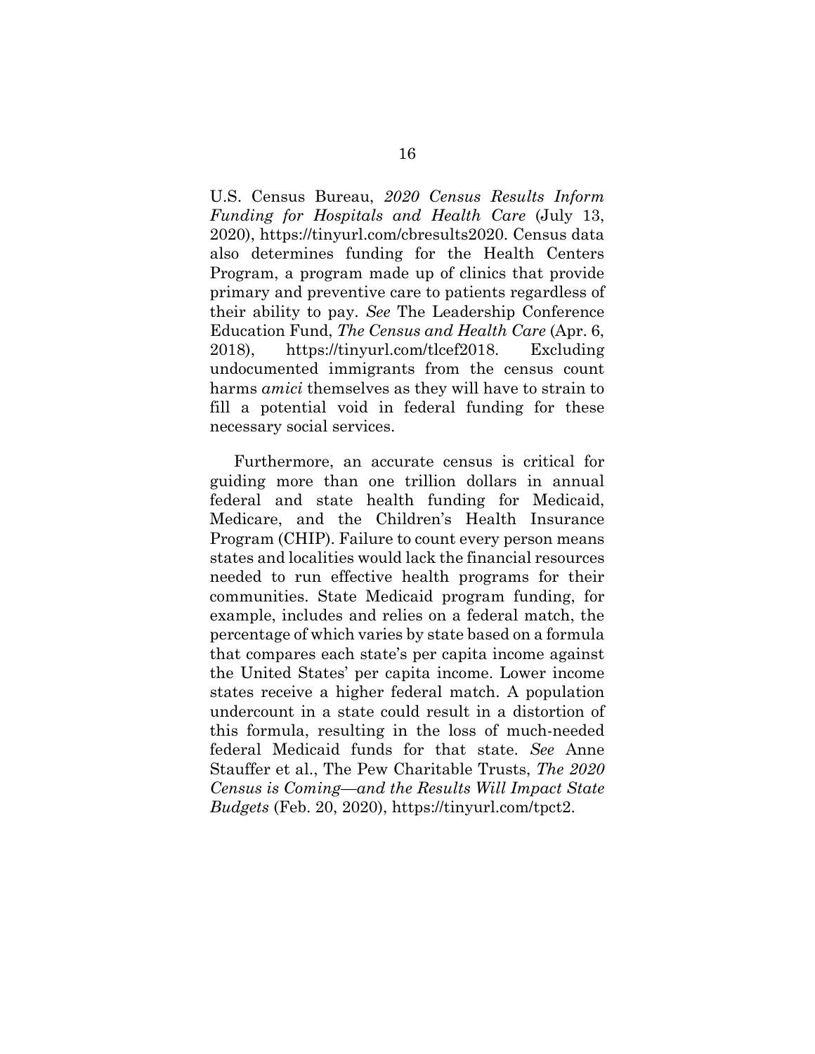U.S. Census Bureau, *2020 Census Results Inform Funding for Hospitals and Health Care* (July 13, 2020), https://tinyurl.com/cbresults2020. Census data also determines funding for the Health Centers Program, a program made up of clinics that provide primary and preventive care to patients regardless of their ability to pay. *See* The Leadership Conference Education Fund, *The Census and Health Care* (Apr. 6, 2018), https://tinyurl.com/tlcef2018. Excluding undocumented immigrants from the census count harms *amici* themselves as they will have to strain to fill a potential void in federal funding for these necessary social services.

Furthermore, an accurate census is critical for guiding more than one trillion dollars in annual federal and state health funding for Medicaid, Medicare, and the Children's Health Insurance Program (CHIP). Failure to count every person means states and localities would lack the financial resources needed to run effective health programs for their communities. State Medicaid program funding, for example, includes and relies on a federal match, the percentage of which varies by state based on a formula that compares each state's per capita income against the United States' per capita income. Lower income states receive a higher federal match. A population undercount in a state could result in a distortion of this formula, resulting in the loss of much-needed federal Medicaid funds for that state. *See* Anne Stauffer et al., The Pew Charitable Trusts, *The 2020 Census is Coming—and the Results Will Impact State Budgets* (Feb. 20, 2020), https://tinyurl.com/tpct2.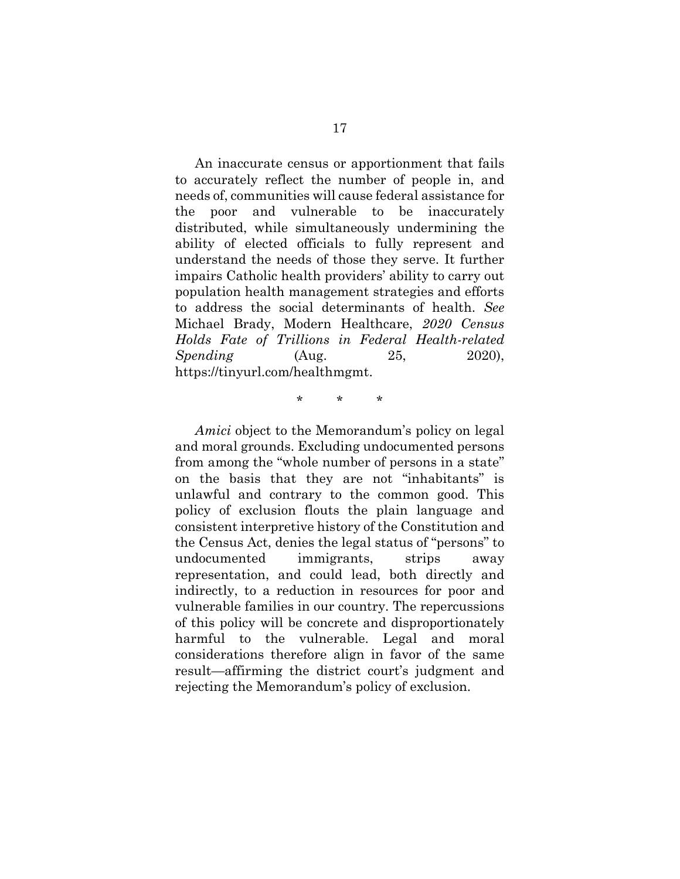An inaccurate census or apportionment that fails to accurately reflect the number of people in, and needs of, communities will cause federal assistance for the poor and vulnerable to be inaccurately distributed, while simultaneously undermining the ability of elected officials to fully represent and understand the needs of those they serve. It further impairs Catholic health providers' ability to carry out population health management strategies and efforts to address the social determinants of health. *See* Michael Brady, Modern Healthcare, *2020 Census Holds Fate of Trillions in Federal Health-related Spending* (Aug. 25, 2020), https://tinyurl.com/healthmgmt.

\* \* \*

*Amici* object to the Memorandum's policy on legal and moral grounds. Excluding undocumented persons from among the "whole number of persons in a state" on the basis that they are not "inhabitants" is unlawful and contrary to the common good. This policy of exclusion flouts the plain language and consistent interpretive history of the Constitution and the Census Act, denies the legal status of "persons" to undocumented immigrants, strips away representation, and could lead, both directly and indirectly, to a reduction in resources for poor and vulnerable families in our country. The repercussions of this policy will be concrete and disproportionately harmful to the vulnerable. Legal and moral considerations therefore align in favor of the same result—affirming the district court's judgment and rejecting the Memorandum's policy of exclusion.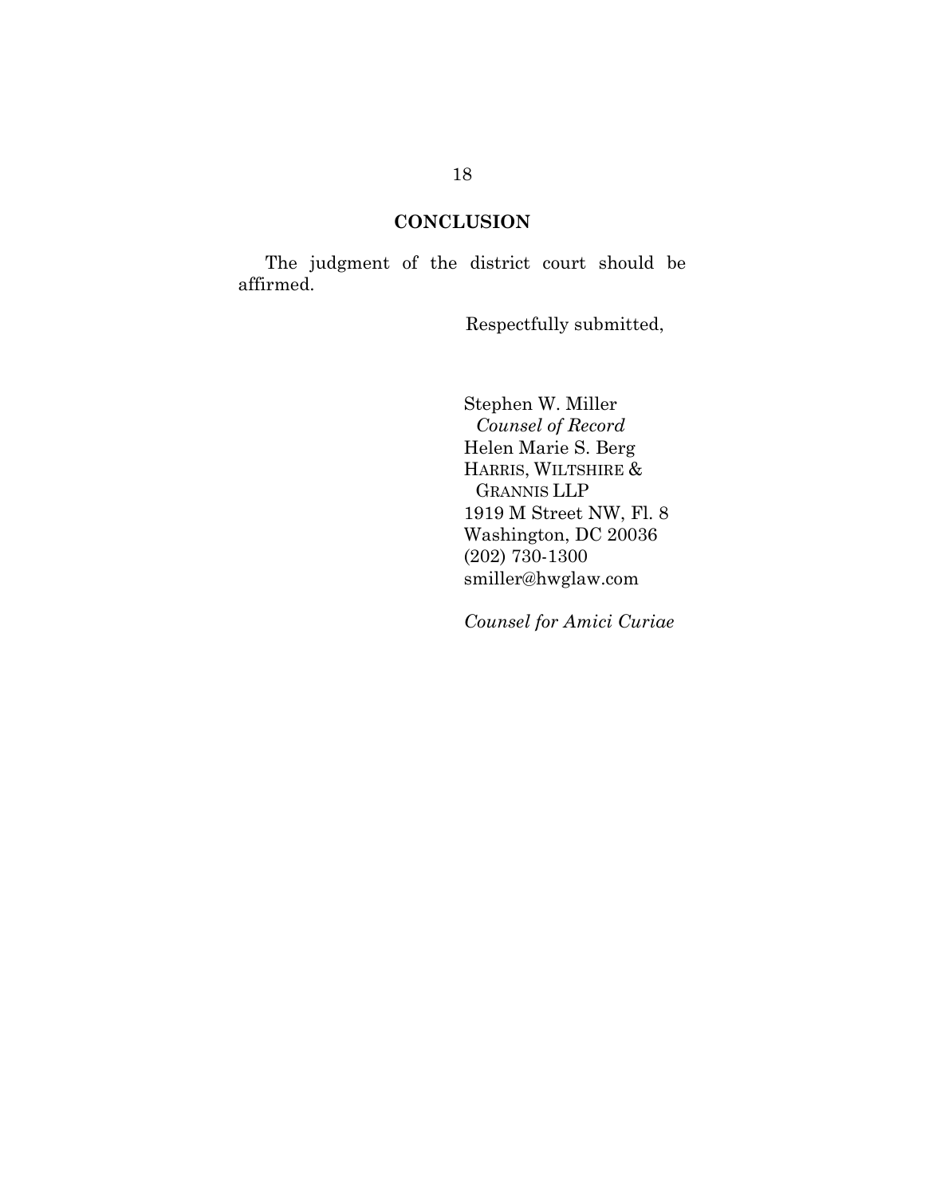## CONCLUSION

The judgment of the district court should be affirmed.

Respectfully submitted,

Stephen W. Miller
*Counsel of Record*
Helen Marie S. Berg
HARRIS, WILTSHIRE &
GRANNIS LLP
1919 M Street NW, Fl. 8
Washington, DC 20036
(202) 730-1300
smiller@hwglaw.com

*Counsel for Amici Curiae*